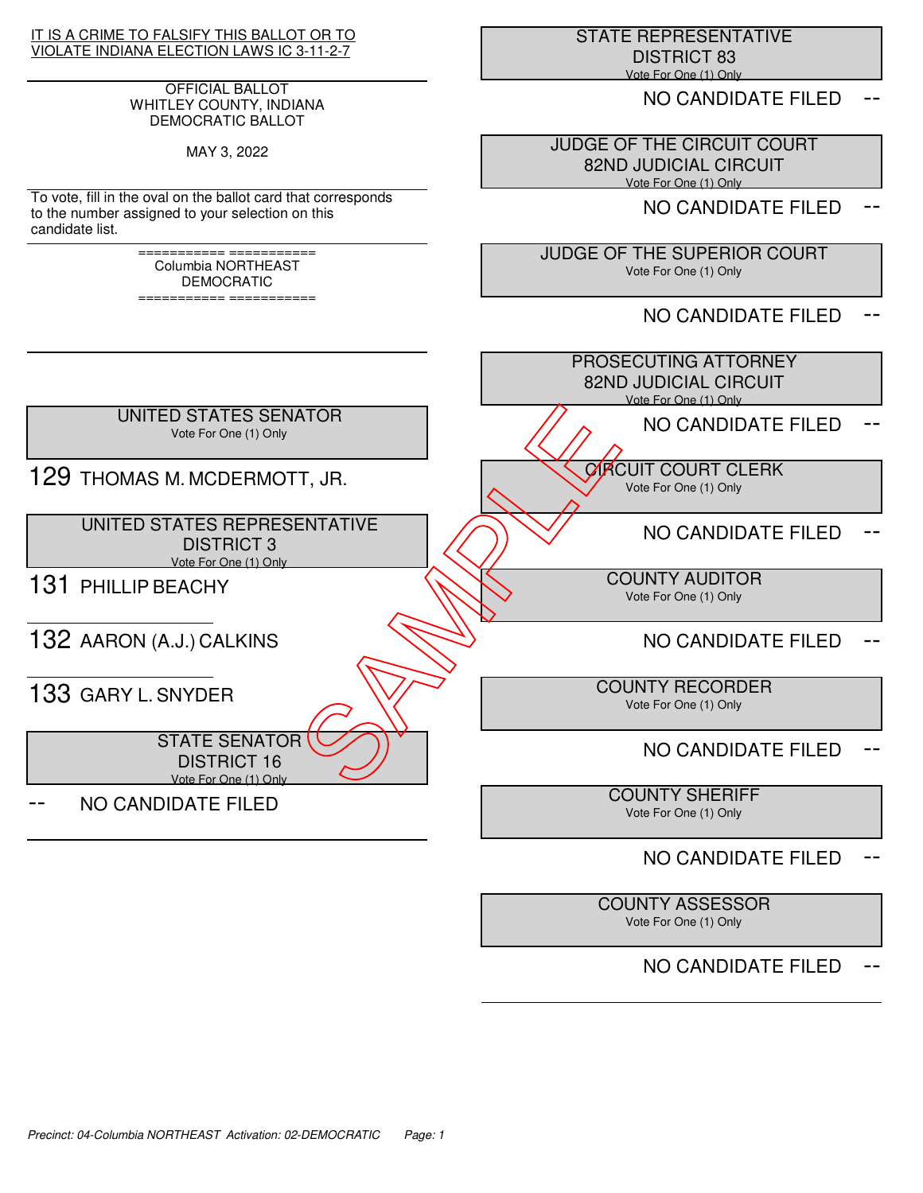IT IS A CRIME TO FALSIFY THIS BALLOT OR TO VIOLATE INDIANA ELECTION LAWS IC 3-11-2-7

OFFICIAL BALLOT
WHITLEY COUNTY, INDIANA
DEMOCRATIC BALLOT

MAY 3, 2022

To vote, fill in the oval on the ballot card that corresponds to the number assigned to your selection on this candidate list.

=========== ===========
Columbia NORTHEAST
DEMOCRATIC
=========== ===========

## UNITED STATES SENATOR
Vote For One (1) Only

129 THOMAS M. MCDERMOTT, JR.

## UNITED STATES REPRESENTATIVE DISTRICT 3
Vote For One (1) Only

131 PHILLIP BEACHY

132 AARON (A.J.) CALKINS

133 GARY L. SNYDER

## STATE SENATOR DISTRICT 16
Vote For One (1) Only

-- NO CANDIDATE FILED

## STATE REPRESENTATIVE DISTRICT 83
Vote For One (1) Only

NO CANDIDATE FILED --

## JUDGE OF THE CIRCUIT COURT 82ND JUDICIAL CIRCUIT
Vote For One (1) Only

NO CANDIDATE FILED --

## JUDGE OF THE SUPERIOR COURT
Vote For One (1) Only

NO CANDIDATE FILED --

## PROSECUTING ATTORNEY 82ND JUDICIAL CIRCUIT
Vote For One (1) Only

NO CANDIDATE FILED --

## CIRCUIT COURT CLERK
Vote For One (1) Only

NO CANDIDATE FILED --

## COUNTY AUDITOR
Vote For One (1) Only

NO CANDIDATE FILED --

## COUNTY RECORDER
Vote For One (1) Only

NO CANDIDATE FILED --

## COUNTY SHERIFF
Vote For One (1) Only

NO CANDIDATE FILED --

## COUNTY ASSESSOR
Vote For One (1) Only

NO CANDIDATE FILED --

SAMPLE

*Precinct: 04-Columbia NORTHEAST Activation: 02-DEMOCRATIC*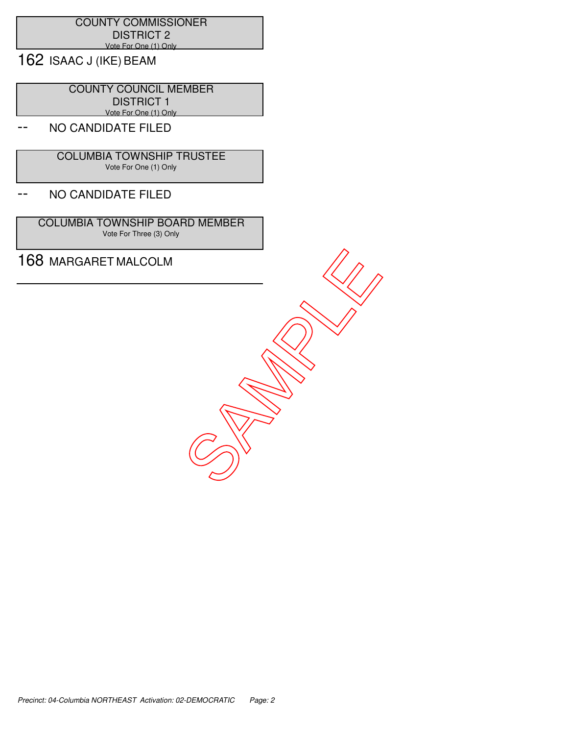## COUNTY COMMISSIONER
## DISTRICT 2
Vote For One (1) Only

162 ISAAC J (IKE) BEAM

## COUNTY COUNCIL MEMBER
## DISTRICT 1
Vote For One (1) Only

-- NO CANDIDATE FILED

## COLUMBIA TOWNSHIP TRUSTEE
Vote For One (1) Only

-- NO CANDIDATE FILED

## COLUMBIA TOWNSHIP BOARD MEMBER
Vote For Three (3) Only

168 MARGARET MALCOLM

---

SAMPLE

*Precinct: 04-Columbia NORTHEAST Activation: 02-DEMOCRATIC*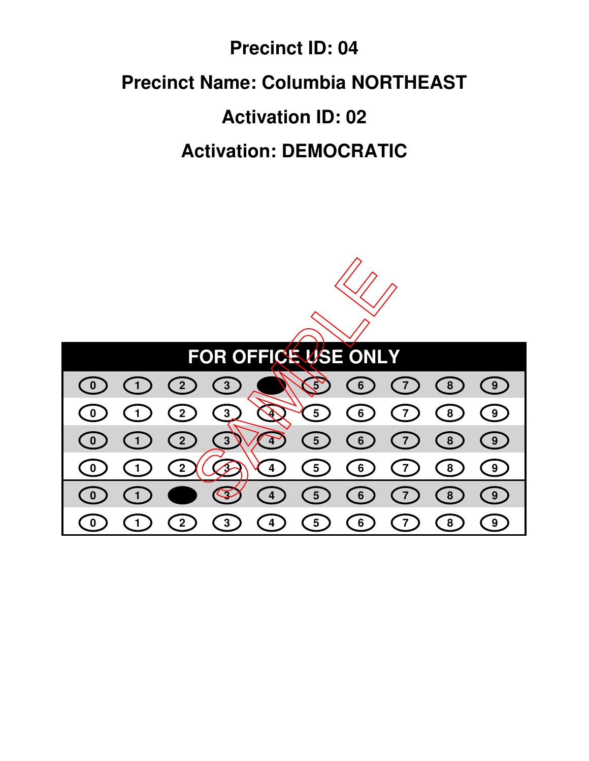**Precinct ID: 04**

**Precinct Name: Columbia NORTHEAST**

**Activation ID: 02**

**Activation: DEMOCRATIC**

SAMPLE

| FOR OFFICE USE ONLY | | | | | | | | | |
|---|---|---|---|---|---|---|---|---|---|
| 0 | 1 | 2 | 3 | ● | 5 | 6 | 7 | 8 | 9 |
| 0 | 1 | 2 | 3 | 4 | 5 | 6 | 7 | 8 | 9 |
| 0 | 1 | 2 | 3 | 4 | 5 | 6 | 7 | 8 | 9 |
| 0 | 1 | 2 | 3 | 4 | 5 | 6 | 7 | 8 | 9 |
| 0 | 1 | ● | 3 | 4 | 5 | 6 | 7 | 8 | 9 |
| 0 | 1 | 2 | 3 | 4 | 5 | 6 | 7 | 8 | 9 |